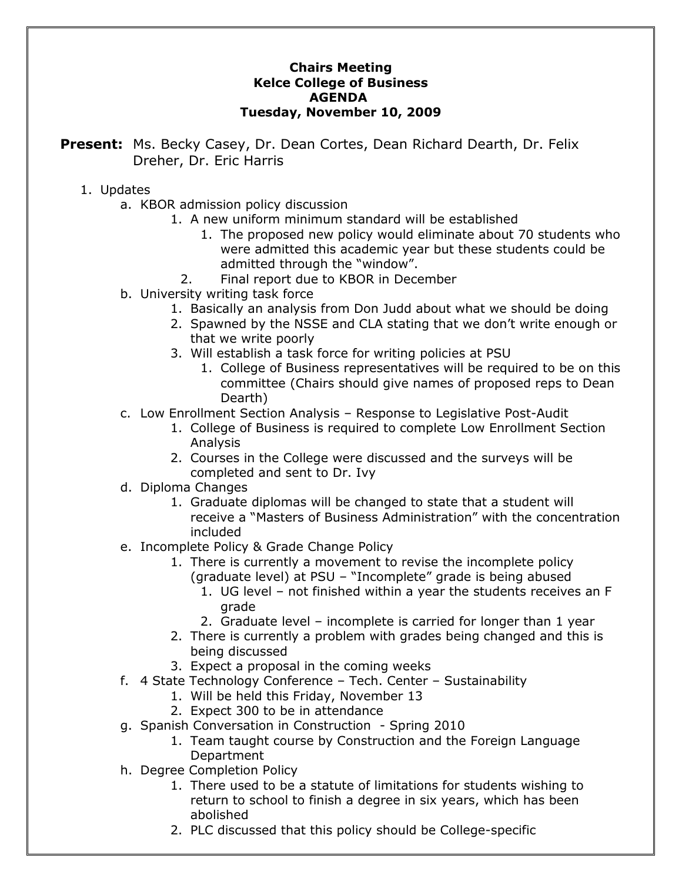**Chairs Meeting**
**Kelce College of Business**
**AGENDA**
**Tuesday, November 10, 2009**

**Present:** Ms. Becky Casey, Dr. Dean Cortes, Dean Richard Dearth, Dr. Felix Dreher, Dr. Eric Harris

1. Updates
   a. KBOR admission policy discussion
      1. A new uniform minimum standard will be established
         1. The proposed new policy would eliminate about 70 students who were admitted this academic year but these students could be admitted through the "window".
      2. Final report due to KBOR in December
   b. University writing task force
      1. Basically an analysis from Don Judd about what we should be doing
      2. Spawned by the NSSE and CLA stating that we don't write enough or that we write poorly
      3. Will establish a task force for writing policies at PSU
         1. College of Business representatives will be required to be on this committee (Chairs should give names of proposed reps to Dean Dearth)
   c. Low Enrollment Section Analysis – Response to Legislative Post-Audit
      1. College of Business is required to complete Low Enrollment Section Analysis
      2. Courses in the College were discussed and the surveys will be completed and sent to Dr. Ivy
   d. Diploma Changes
      1. Graduate diplomas will be changed to state that a student will receive a "Masters of Business Administration" with the concentration included
   e. Incomplete Policy & Grade Change Policy
      1. There is currently a movement to revise the incomplete policy (graduate level) at PSU – "Incomplete" grade is being abused
         1. UG level – not finished within a year the students receives an F grade
         2. Graduate level – incomplete is carried for longer than 1 year
      2. There is currently a problem with grades being changed and this is being discussed
      3. Expect a proposal in the coming weeks
   f. 4 State Technology Conference – Tech. Center – Sustainability
      1. Will be held this Friday, November 13
      2. Expect 300 to be in attendance
   g. Spanish Conversation in Construction - Spring 2010
      1. Team taught course by Construction and the Foreign Language Department
   h. Degree Completion Policy
      1. There used to be a statute of limitations for students wishing to return to school to finish a degree in six years, which has been abolished
      2. PLC discussed that this policy should be College-specific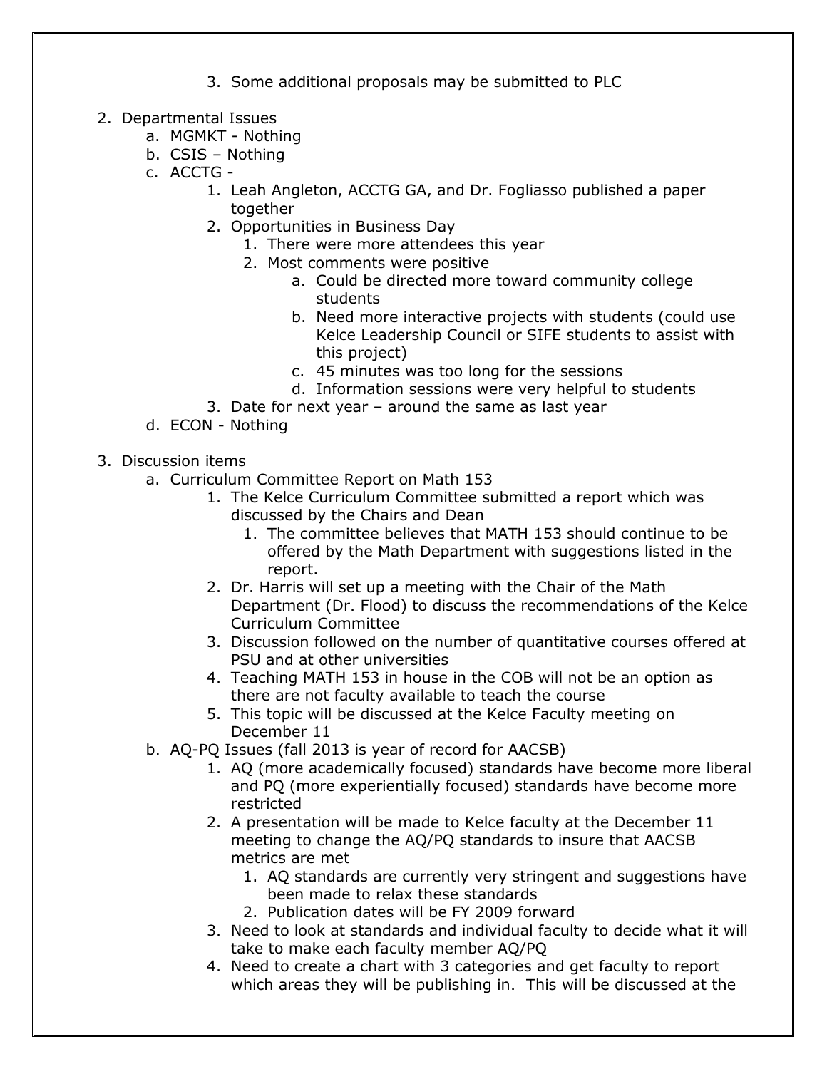3. Some additional proposals may be submitted to PLC

2. Departmental Issues
   a. MGMKT - Nothing
   b. CSIS – Nothing
   c. ACCTG -
      1. Leah Angleton, ACCTG GA, and Dr. Fogliasso published a paper together
      2. Opportunities in Business Day
         1. There were more attendees this year
         2. Most comments were positive
            a. Could be directed more toward community college students
            b. Need more interactive projects with students (could use Kelce Leadership Council or SIFE students to assist with this project)
            c. 45 minutes was too long for the sessions
            d. Information sessions were very helpful to students
      3. Date for next year – around the same as last year
   d. ECON - Nothing

3. Discussion items
   a. Curriculum Committee Report on Math 153
      1. The Kelce Curriculum Committee submitted a report which was discussed by the Chairs and Dean
         1. The committee believes that MATH 153 should continue to be offered by the Math Department with suggestions listed in the report.
      2. Dr. Harris will set up a meeting with the Chair of the Math Department (Dr. Flood) to discuss the recommendations of the Kelce Curriculum Committee
      3. Discussion followed on the number of quantitative courses offered at PSU and at other universities
      4. Teaching MATH 153 in house in the COB will not be an option as there are not faculty available to teach the course
      5. This topic will be discussed at the Kelce Faculty meeting on December 11
   b. AQ-PQ Issues (fall 2013 is year of record for AACSB)
      1. AQ (more academically focused) standards have become more liberal and PQ (more experientially focused) standards have become more restricted
      2. A presentation will be made to Kelce faculty at the December 11 meeting to change the AQ/PQ standards to insure that AACSB metrics are met
         1. AQ standards are currently very stringent and suggestions have been made to relax these standards
         2. Publication dates will be FY 2009 forward
      3. Need to look at standards and individual faculty to decide what it will take to make each faculty member AQ/PQ
      4. Need to create a chart with 3 categories and get faculty to report which areas they will be publishing in. This will be discussed at the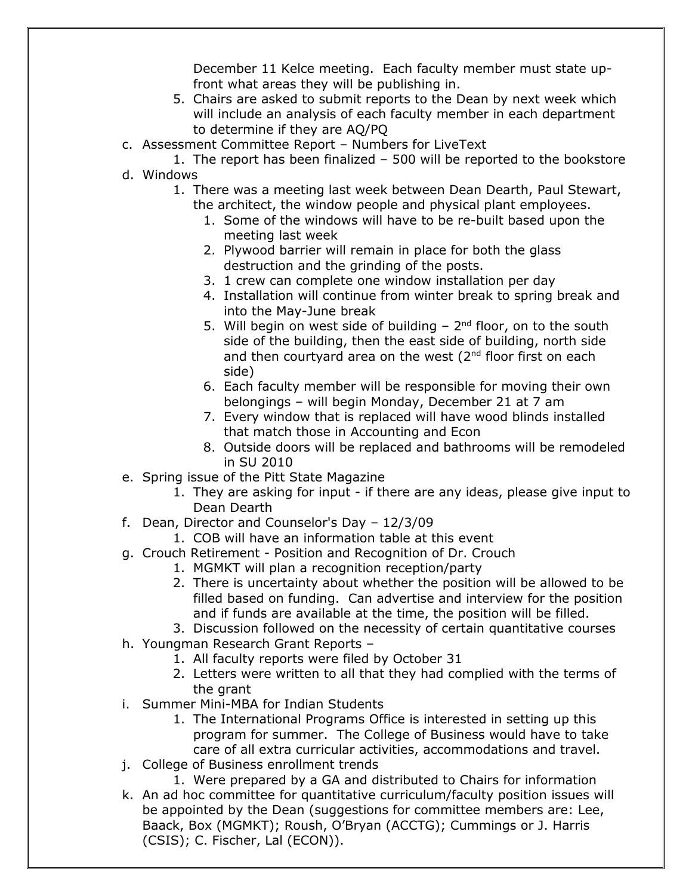December 11 Kelce meeting. Each faculty member must state up-front what areas they will be publishing in.

5. Chairs are asked to submit reports to the Dean by next week which will include an analysis of each faculty member in each department to determine if they are AQ/PQ

c. Assessment Committee Report – Numbers for LiveText
   1. The report has been finalized – 500 will be reported to the bookstore
d. Windows
   1. There was a meeting last week between Dean Dearth, Paul Stewart, the architect, the window people and physical plant employees.
      1. Some of the windows will have to be re-built based upon the meeting last week
      2. Plywood barrier will remain in place for both the glass destruction and the grinding of the posts.
      3. 1 crew can complete one window installation per day
      4. Installation will continue from winter break to spring break and into the May-June break
      5. Will begin on west side of building – 2nd floor, on to the south side of the building, then the east side of building, north side and then courtyard area on the west (2nd floor first on each side)
      6. Each faculty member will be responsible for moving their own belongings – will begin Monday, December 21 at 7 am
      7. Every window that is replaced will have wood blinds installed that match those in Accounting and Econ
      8. Outside doors will be replaced and bathrooms will be remodeled in SU 2010
e. Spring issue of the Pitt State Magazine
   1. They are asking for input - if there are any ideas, please give input to Dean Dearth
f. Dean, Director and Counselor's Day – 12/3/09
   1. COB will have an information table at this event
g. Crouch Retirement - Position and Recognition of Dr. Crouch
   1. MGMKT will plan a recognition reception/party
   2. There is uncertainty about whether the position will be allowed to be filled based on funding. Can advertise and interview for the position and if funds are available at the time, the position will be filled.
   3. Discussion followed on the necessity of certain quantitative courses
h. Youngman Research Grant Reports –
   1. All faculty reports were filed by October 31
   2. Letters were written to all that they had complied with the terms of the grant
i. Summer Mini-MBA for Indian Students
   1. The International Programs Office is interested in setting up this program for summer. The College of Business would have to take care of all extra curricular activities, accommodations and travel.
j. College of Business enrollment trends
   1. Were prepared by a GA and distributed to Chairs for information
k. An ad hoc committee for quantitative curriculum/faculty position issues will be appointed by the Dean (suggestions for committee members are: Lee, Baack, Box (MGMKT); Roush, O'Bryan (ACCTG); Cummings or J. Harris (CSIS); C. Fischer, Lal (ECON)).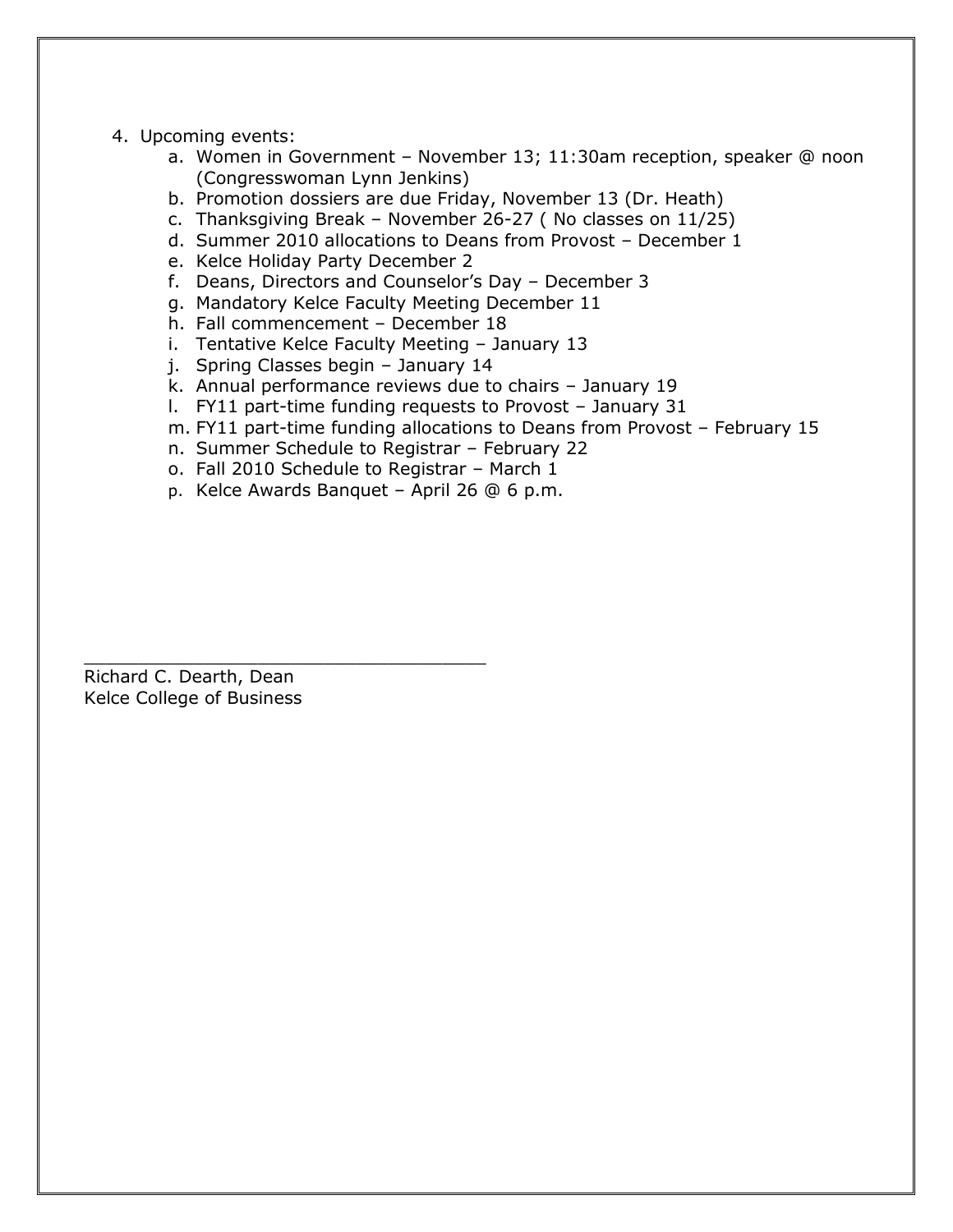4. Upcoming events:
    a. Women in Government – November 13; 11:30am reception, speaker @ noon (Congresswoman Lynn Jenkins)
    b. Promotion dossiers are due Friday, November 13 (Dr. Heath)
    c. Thanksgiving Break – November 26-27 ( No classes on 11/25)
    d. Summer 2010 allocations to Deans from Provost – December 1
    e. Kelce Holiday Party December 2
    f. Deans, Directors and Counselor's Day – December 3
    g. Mandatory Kelce Faculty Meeting December 11
    h. Fall commencement – December 18
    i. Tentative Kelce Faculty Meeting – January 13
    j. Spring Classes begin – January 14
    k. Annual performance reviews due to chairs – January 19
    l. FY11 part-time funding requests to Provost – January 31
    m. FY11 part-time funding allocations to Deans from Provost – February 15
    n. Summer Schedule to Registrar – February 22
    o. Fall 2010 Schedule to Registrar – March 1
    p. Kelce Awards Banquet – April 26 @ 6 p.m.

_______________________________________

Richard C. Dearth, Dean
Kelce College of Business